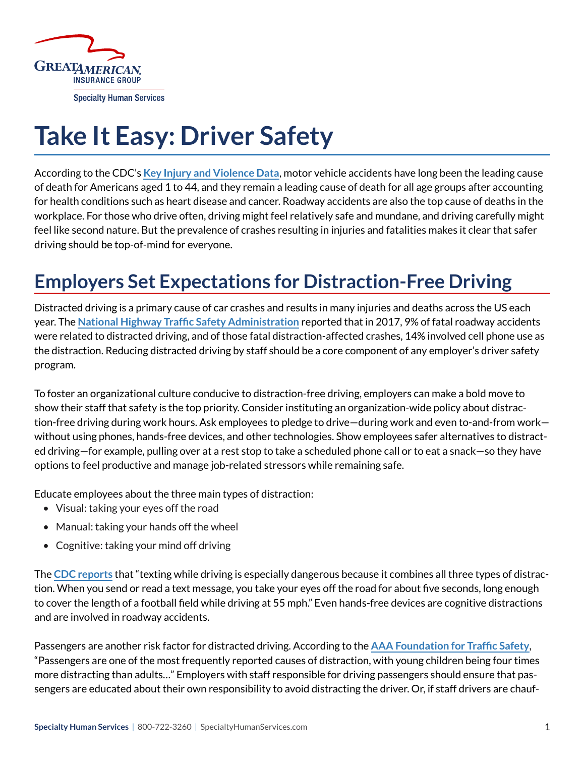Great American Insurance Group

Specialty Human Services

# Take It Easy: Driver Safety

According to the CDC's **Key Injury and Violence Data**, motor vehicle accidents have long been the leading cause of death for Americans aged 1 to 44, and they remain a leading cause of death for all age groups after accounting for health conditions such as heart disease and cancer. Roadway accidents are also the top cause of deaths in the workplace. For those who drive often, driving might feel relatively safe and mundane, and driving carefully might feel like second nature. But the prevalence of crashes resulting in injuries and fatalities makes it clear that safer driving should be top-of-mind for everyone.

## Employers Set Expectations for Distraction-Free Driving

Distracted driving is a primary cause of car crashes and results in many injuries and deaths across the US each year. The **National Highway Traffic Safety Administration** reported that in 2017, 9% of fatal roadway accidents were related to distracted driving, and of those fatal distraction-affected crashes, 14% involved cell phone use as the distraction. Reducing distracted driving by staff should be a core component of any employer's driver safety program.

To foster an organizational culture conducive to distraction-free driving, employers can make a bold move to show their staff that safety is the top priority. Consider instituting an organization-wide policy about distraction-free driving during work hours. Ask employees to pledge to drive—during work and even to-and-from work—without using phones, hands-free devices, and other technologies. Show employees safer alternatives to distracted driving—for example, pulling over at a rest stop to take a scheduled phone call or to eat a snack—so they have options to feel productive and manage job-related stressors while remaining safe.

Educate employees about the three main types of distraction:

- Visual: taking your eyes off the road
- Manual: taking your hands off the wheel
- Cognitive: taking your mind off driving

The **CDC reports** that "texting while driving is especially dangerous because it combines all three types of distraction. When you send or read a text message, you take your eyes off the road for about five seconds, long enough to cover the length of a football field while driving at 55 mph." Even hands-free devices are cognitive distractions and are involved in roadway accidents.

Passengers are another risk factor for distracted driving. According to the **AAA Foundation for Traffic Safety**, "Passengers are one of the most frequently reported causes of distraction, with young children being four times more distracting than adults…" Employers with staff responsible for driving passengers should ensure that passengers are educated about their own responsibility to avoid distracting the driver. Or, if staff drivers are chauf-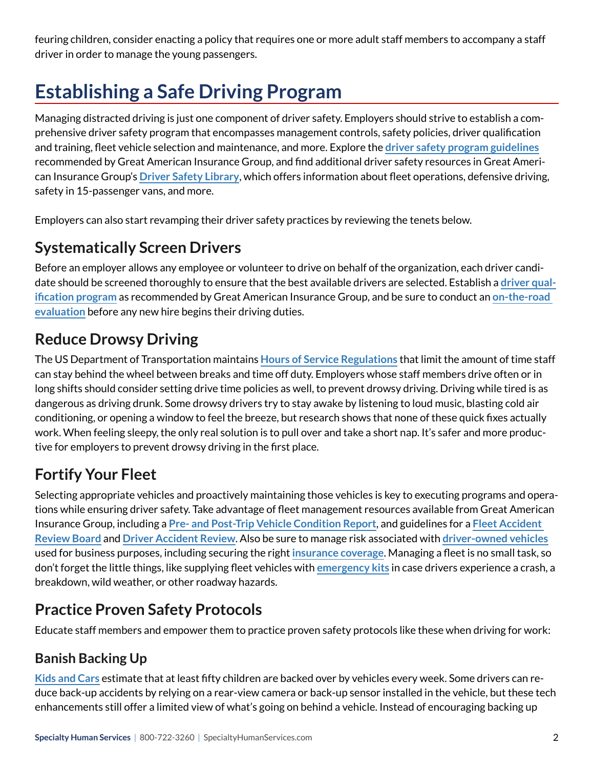feuring children, consider enacting a policy that requires one or more adult staff members to accompany a staff driver in order to manage the young passengers.

# Establishing a Safe Driving Program

Managing distracted driving is just one component of driver safety. Employers should strive to establish a comprehensive driver safety program that encompasses management controls, safety policies, driver qualification and training, fleet vehicle selection and maintenance, and more. Explore the **driver safety program guidelines** recommended by Great American Insurance Group, and find additional driver safety resources in Great American Insurance Group's **Driver Safety Library**, which offers information about fleet operations, defensive driving, safety in 15-passenger vans, and more.

Employers can also start revamping their driver safety practices by reviewing the tenets below.

## Systematically Screen Drivers

Before an employer allows any employee or volunteer to drive on behalf of the organization, each driver candidate should be screened thoroughly to ensure that the best available drivers are selected. Establish a **driver qualification program** as recommended by Great American Insurance Group, and be sure to conduct an **on-the-road evaluation** before any new hire begins their driving duties.

## Reduce Drowsy Driving

The US Department of Transportation maintains **Hours of Service Regulations** that limit the amount of time staff can stay behind the wheel between breaks and time off duty. Employers whose staff members drive often or in long shifts should consider setting drive time policies as well, to prevent drowsy driving. Driving while tired is as dangerous as driving drunk. Some drowsy drivers try to stay awake by listening to loud music, blasting cold air conditioning, or opening a window to feel the breeze, but research shows that none of these quick fixes actually work. When feeling sleepy, the only real solution is to pull over and take a short nap. It's safer and more productive for employers to prevent drowsy driving in the first place.

## Fortify Your Fleet

Selecting appropriate vehicles and proactively maintaining those vehicles is key to executing programs and operations while ensuring driver safety. Take advantage of fleet management resources available from Great American Insurance Group, including a **Pre- and Post-Trip Vehicle Condition Report**, and guidelines for a **Fleet Accident Review Board** and **Driver Accident Review**. Also be sure to manage risk associated with **driver-owned vehicles** used for business purposes, including securing the right **insurance coverage**. Managing a fleet is no small task, so don't forget the little things, like supplying fleet vehicles with **emergency kits** in case drivers experience a crash, a breakdown, wild weather, or other roadway hazards.

## Practice Proven Safety Protocols

Educate staff members and empower them to practice proven safety protocols like these when driving for work:

### Banish Backing Up

**Kids and Cars** estimate that at least fifty children are backed over by vehicles every week. Some drivers can reduce back-up accidents by relying on a rear-view camera or back-up sensor installed in the vehicle, but these tech enhancements still offer a limited view of what's going on behind a vehicle. Instead of encouraging backing up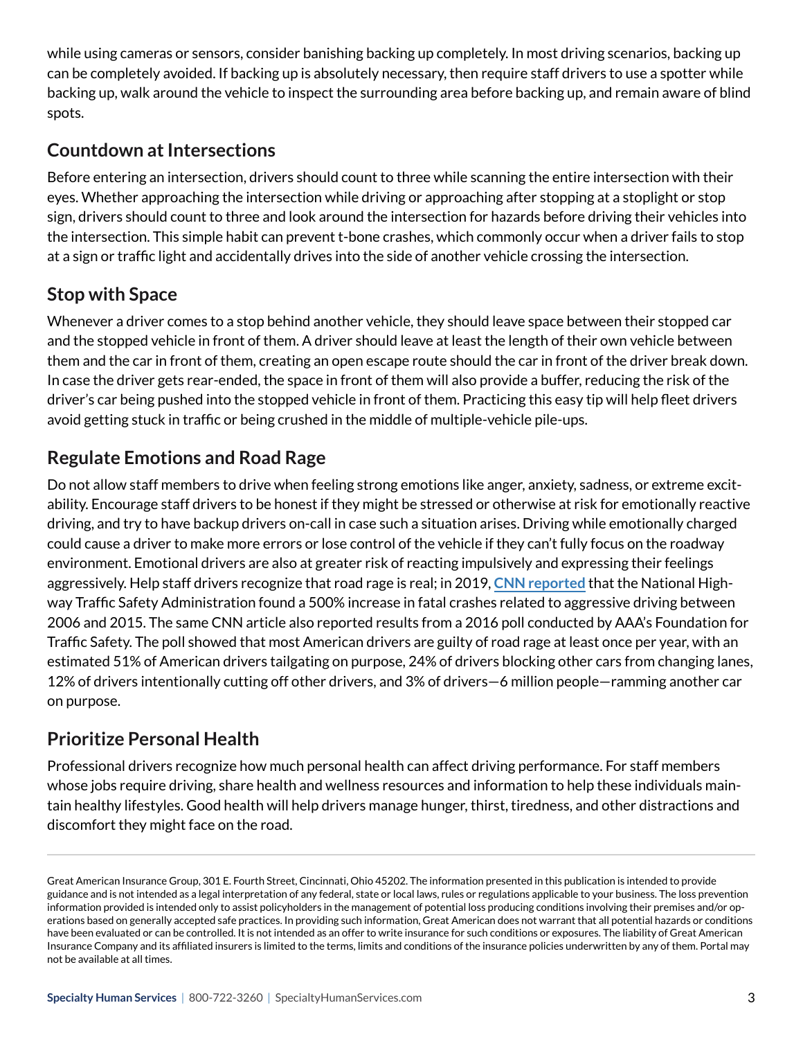while using cameras or sensors, consider banishing backing up completely. In most driving scenarios, backing up can be completely avoided. If backing up is absolutely necessary, then require staff drivers to use a spotter while backing up, walk around the vehicle to inspect the surrounding area before backing up, and remain aware of blind spots.

## Countdown at Intersections

Before entering an intersection, drivers should count to three while scanning the entire intersection with their eyes. Whether approaching the intersection while driving or approaching after stopping at a stoplight or stop sign, drivers should count to three and look around the intersection for hazards before driving their vehicles into the intersection. This simple habit can prevent t-bone crashes, which commonly occur when a driver fails to stop at a sign or traffic light and accidentally drives into the side of another vehicle crossing the intersection.

## Stop with Space

Whenever a driver comes to a stop behind another vehicle, they should leave space between their stopped car and the stopped vehicle in front of them. A driver should leave at least the length of their own vehicle between them and the car in front of them, creating an open escape route should the car in front of the driver break down. In case the driver gets rear-ended, the space in front of them will also provide a buffer, reducing the risk of the driver's car being pushed into the stopped vehicle in front of them. Practicing this easy tip will help fleet drivers avoid getting stuck in traffic or being crushed in the middle of multiple-vehicle pile-ups.

## Regulate Emotions and Road Rage

Do not allow staff members to drive when feeling strong emotions like anger, anxiety, sadness, or extreme excitability. Encourage staff drivers to be honest if they might be stressed or otherwise at risk for emotionally reactive driving, and try to have backup drivers on-call in case such a situation arises. Driving while emotionally charged could cause a driver to make more errors or lose control of the vehicle if they can't fully focus on the roadway environment. Emotional drivers are also at greater risk of reacting impulsively and expressing their feelings aggressively. Help staff drivers recognize that road rage is real; in 2019, **CNN reported** that the National Highway Traffic Safety Administration found a 500% increase in fatal crashes related to aggressive driving between 2006 and 2015. The same CNN article also reported results from a 2016 poll conducted by AAA's Foundation for Traffic Safety. The poll showed that most American drivers are guilty of road rage at least once per year, with an estimated 51% of American drivers tailgating on purpose, 24% of drivers blocking other cars from changing lanes, 12% of drivers intentionally cutting off other drivers, and 3% of drivers—6 million people—ramming another car on purpose.

## Prioritize Personal Health

Professional drivers recognize how much personal health can affect driving performance. For staff members whose jobs require driving, share health and wellness resources and information to help these individuals maintain healthy lifestyles. Good health will help drivers manage hunger, thirst, tiredness, and other distractions and discomfort they might face on the road.

---

Great American Insurance Group, 301 E. Fourth Street, Cincinnati, Ohio 45202. The information presented in this publication is intended to provide guidance and is not intended as a legal interpretation of any federal, state or local laws, rules or regulations applicable to your business. The loss prevention information provided is intended only to assist policyholders in the management of potential loss producing conditions involving their premises and/or operations based on generally accepted safe practices. In providing such information, Great American does not warrant that all potential hazards or conditions have been evaluated or can be controlled. It is not intended as an offer to write insurance for such conditions or exposures. The liability of Great American Insurance Company and its affiliated insurers is limited to the terms, limits and conditions of the insurance policies underwritten by any of them. Portal may not be available at all times.

**Specialty Human Services** | 800-722-3260 | SpecialtyHumanServices.com